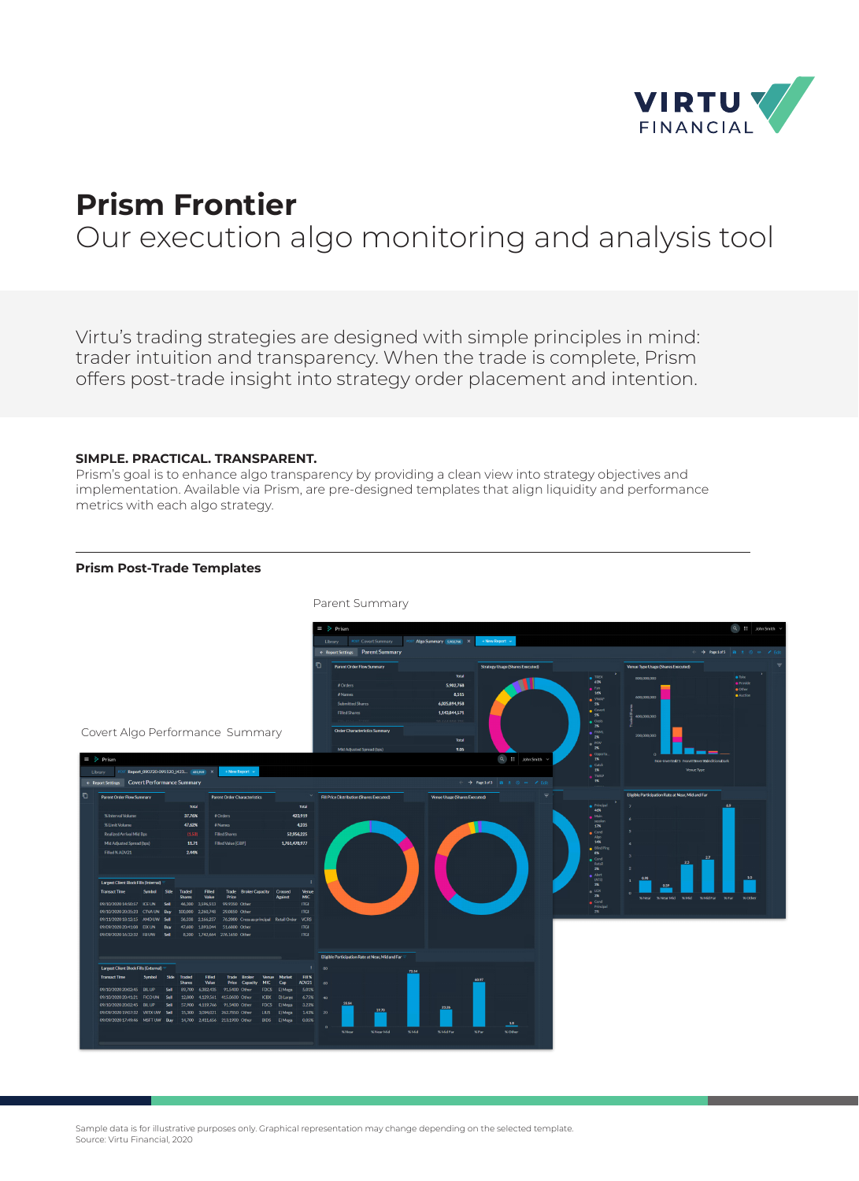# Prism Frontier

Our execution algo monitoring and analysis tool

Virtu's trading strategies are designed with simple principles in mind: trader intuition and transparency. When the trade is complete, Prism offers post-trade insight into strategy order placement and intention.

**SIMPLE. PRACTICAL. TRANSPARENT.**

Prism's goal is to enhance algo transparency by providing a clean view into strategy objectives and implementation. Available via Prism, are pre-designed templates that align liquidity and performance metrics with each algo strategy.

## Prism Post-Trade Templates

Parent Summary

Covert Algo Performance Summary

Sample data is for illustrative purposes only. Graphical representation may change depending on the selected template.
Source: Virtu Financial, 2020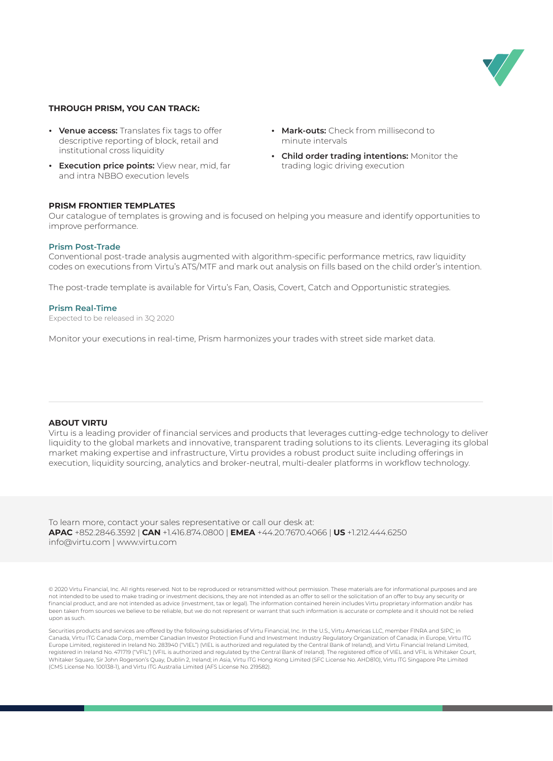### THROUGH PRISM, YOU CAN TRACK:

- **Venue access:** Translates fix tags to offer descriptive reporting of block, retail and institutional cross liquidity
- **Execution price points:** View near, mid, far and intra NBBO execution levels
- **Mark-outs:** Check from millisecond to minute intervals
- **Child order trading intentions:** Monitor the trading logic driving execution

### PRISM FRONTIER TEMPLATES

Our catalogue of templates is growing and is focused on helping you measure and identify opportunities to improve performance.

#### Prism Post-Trade

Conventional post-trade analysis augmented with algorithm-specific performance metrics, raw liquidity codes on executions from Virtu's ATS/MTF and mark out analysis on fills based on the child order's intention.

The post-trade template is available for Virtu's Fan, Oasis, Covert, Catch and Opportunistic strategies.

#### Prism Real-Time

Expected to be released in 3Q 2020

Monitor your executions in real-time, Prism harmonizes your trades with street side market data.

---

### ABOUT VIRTU

Virtu is a leading provider of financial services and products that leverages cutting-edge technology to deliver liquidity to the global markets and innovative, transparent trading solutions to its clients. Leveraging its global market making expertise and infrastructure, Virtu provides a robust product suite including offerings in execution, liquidity sourcing, analytics and broker-neutral, multi-dealer platforms in workflow technology.

To learn more, contact your sales representative or call our desk at:
**APAC** +852.2846.3592 | **CAN** +1.416.874.0800 | **EMEA** +44.20.7670.4066 | **US** +1.212.444.6250
info@virtu.com | www.virtu.com

© 2020 Virtu Financial, Inc. All rights reserved. Not to be reproduced or retransmitted without permission. These materials are for informational purposes and are not intended to be used to make trading or investment decisions, they are not intended as an offer to sell or the solicitation of an offer to buy any security or financial product, and are not intended as advice (investment, tax or legal). The information contained herein includes Virtu proprietary information and/or has been taken from sources we believe to be reliable, but we do not represent or warrant that such information is accurate or complete and it should not be relied upon as such.

Securities products and services are offered by the following subsidiaries of Virtu Financial, Inc. In the U.S., Virtu Americas LLC, member FINRA and SIPC; in Canada, Virtu ITG Canada Corp., member Canadian Investor Protection Fund and Investment Industry Regulatory Organization of Canada; in Europe, Virtu ITG Europe Limited, registered in Ireland No. 283940 ("VIEL") (VIEL is authorized and regulated by the Central Bank of Ireland), and Virtu Financial Ireland Limited, registered in Ireland No. 471719 ("VFIL") (VFIL is authorized and regulated by the Central Bank of Ireland). The registered office of VIEL and VFIL is Whitaker Court, Whitaker Square, Sir John Rogerson's Quay, Dublin 2, Ireland; in Asia, Virtu ITG Hong Kong Limited (SFC License No. AHD810), Virtu ITG Singapore Pte Limited (CMS License No. 100138-1), and Virtu ITG Australia Limited (AFS License No. 219582).